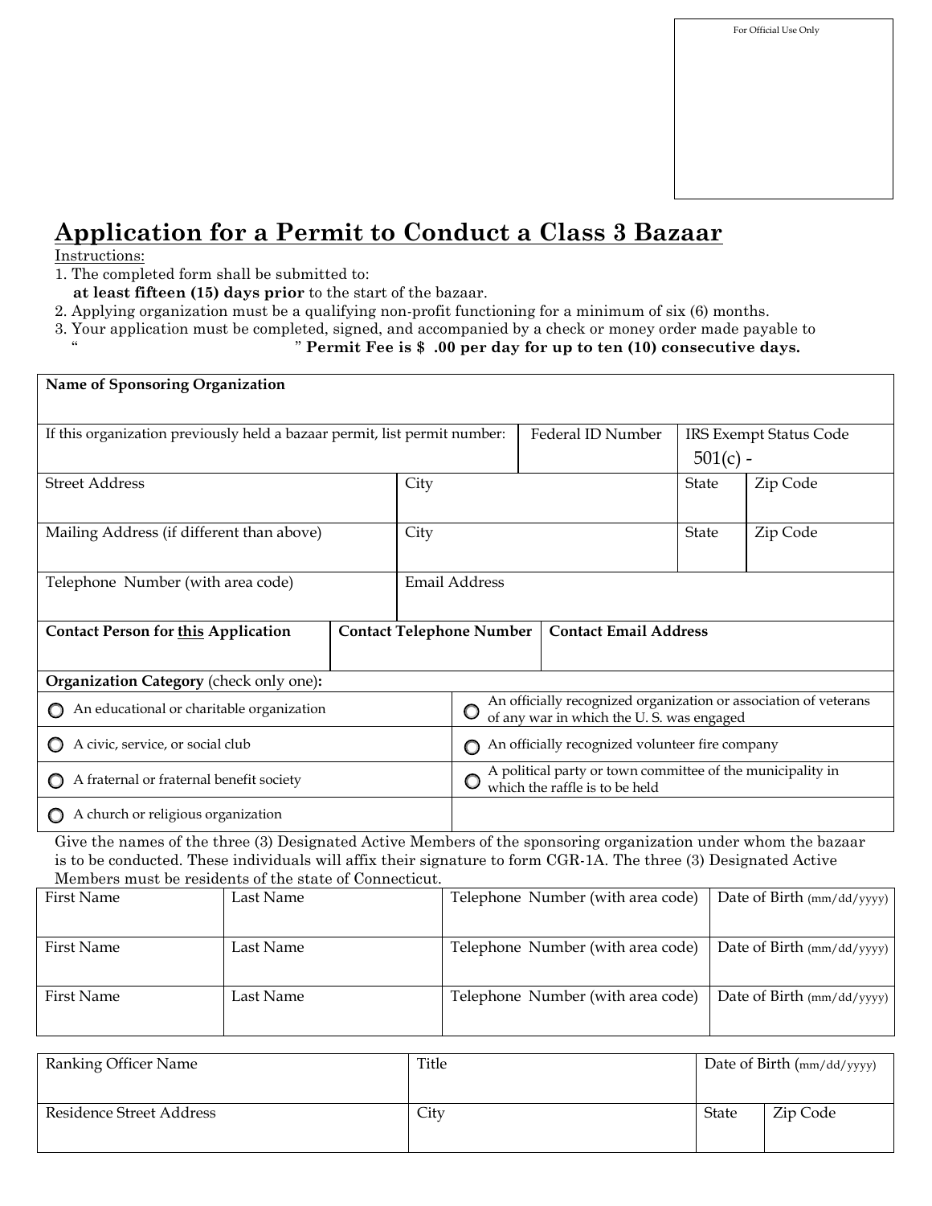For Official Use Only

# Application for a Permit to Conduct a Class 3 Bazaar

Instructions:

1. The completed form shall be submitted to:
   **at least fifteen (15) days prior** to the start of the bazaar.
2. Applying organization must be a qualifying non-profit functioning for a minimum of six (6) months.
3. Your application must be completed, signed, and accompanied by a check or money order made payable to
   " " **Permit Fee is $ .00 per day for up to ten (10) consecutive days.**

| **Name of Sponsoring Organization** | | | | |
|---|---|---|---|---|
| If this organization previously held a bazaar permit, list permit number: | | Federal ID Number | IRS Exempt Status Code 501(c) - | |
| Street Address | City | | State | Zip Code |
| Mailing Address (if different than above) | City | | State | Zip Code |
| Telephone Number (with area code) | Email Address | | | |
| **Contact Person for this Application** | **Contact Telephone Number** | **Contact Email Address** | | |

**Organization Category** (check only one):

| | |
|---|---|
| ○ An educational or charitable organization | ○ An officially recognized organization or association of veterans of any war in which the U. S. was engaged |
| ○ A civic, service, or social club | ○ An officially recognized volunteer fire company |
| ○ A fraternal or fraternal benefit society | ○ A political party or town committee of the municipality in which the raffle is to be held |
| ○ A church or religious organization | |

Give the names of the three (3) Designated Active Members of the sponsoring organization under whom the bazaar is to be conducted. These individuals will affix their signature to form CGR-1A. The three (3) Designated Active Members must be residents of the state of Connecticut.

| First Name | Last Name | Telephone Number (with area code) | Date of Birth (mm/dd/yyyy) |
|---|---|---|---|
| First Name | Last Name | Telephone Number (with area code) | Date of Birth (mm/dd/yyyy) |
| First Name | Last Name | Telephone Number (with area code) | Date of Birth (mm/dd/yyyy) |

| Ranking Officer Name | Title | Date of Birth (mm/dd/yyyy) | |
|---|---|---|---|
| Residence Street Address | City | State | Zip Code |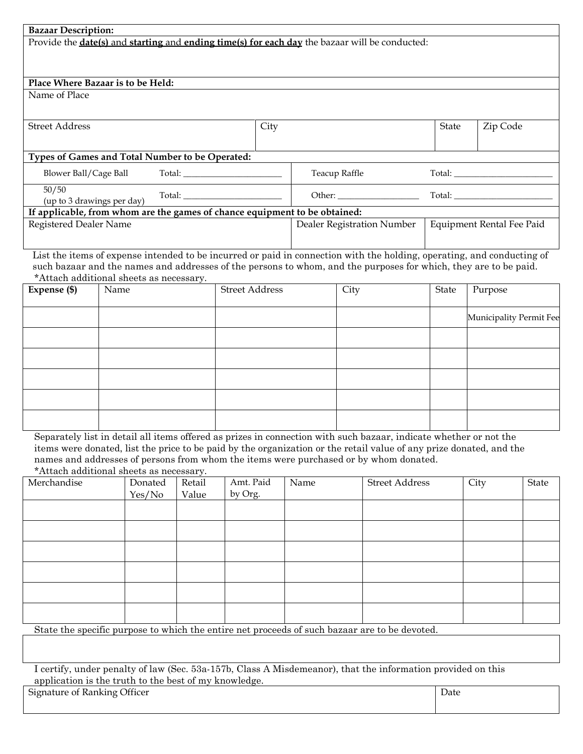**Bazaar Description:**

Provide the **date(s)** and **starting** and **ending time(s) for each day** the bazaar will be conducted:

**Place Where Bazaar is to be Held:**

| Name of Place | | | |
|---|---|---|---|
| **Street Address** | **City** | **State** | **Zip Code** |
| | | | |

**Types of Games and Total Number to be Operated:**

| | | | |
|---|---|---|---|
| Blower Ball/Cage Ball | Total: ____________________ | Teacup Raffle | Total: ____________________ |
| 50/50 (up to 3 drawings per day) | Total: ____________________ | Other: ________________ | Total: ____________________ |

**If applicable, from whom are the games of chance equipment to be obtained:**

| Registered Dealer Name | Dealer Registration Number | Equipment Rental Fee Paid |
|---|---|---|
| | | |

List the items of expense intended to be incurred or paid in connection with the holding, operating, and conducting of such bazaar and the names and addresses of the persons to whom, and the purposes for which, they are to be paid. *Attach additional sheets as necessary.

| Expense ($) | Name | Street Address | City | State | Purpose |
|---|---|---|---|---|---|
| | | | | | Municipality Permit Fee |
| | | | | | |
| | | | | | |
| | | | | | |
| | | | | | |
| | | | | | |

Separately list in detail all items offered as prizes in connection with such bazaar, indicate whether or not the items were donated, list the price to be paid by the organization or the retail value of any prize donated, and the names and addresses of persons from whom the items were purchased or by whom donated. *Attach additional sheets as necessary.

| Merchandise | Donated Yes/No | Retail Value | Amt. Paid by Org. | Name | Street Address | City | State |
|---|---|---|---|---|---|---|---|
| | | | | | | | |
| | | | | | | | |
| | | | | | | | |
| | | | | | | | |
| | | | | | | | |
| | | | | | | | |

State the specific purpose to which the entire net proceeds of such bazaar are to be devoted.

I certify, under penalty of law (Sec. 53a-157b, Class A Misdemeanor), that the information provided on this application is the truth to the best of my knowledge.

| Signature of Ranking Officer | Date |
|---|---|
| | |